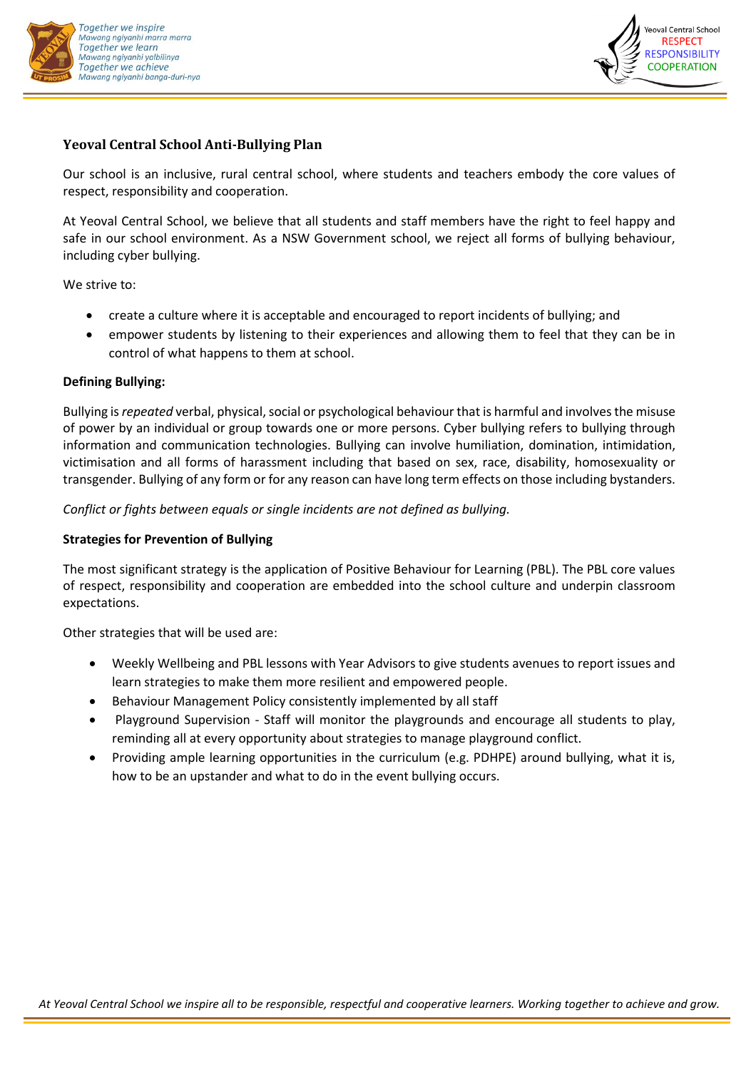# Yeoval Central School Anti-Bullying Plan

Our school is an inclusive, rural central school, where students and teachers embody the core values of respect, responsibility and cooperation.

At Yeoval Central School, we believe that all students and staff members have the right to feel happy and safe in our school environment. As a NSW Government school, we reject all forms of bullying behaviour, including cyber bullying.

We strive to:

- create a culture where it is acceptable and encouraged to report incidents of bullying; and
- empower students by listening to their experiences and allowing them to feel that they can be in control of what happens to them at school.

**Defining Bullying:**

Bullying is *repeated* verbal, physical, social or psychological behaviour that is harmful and involves the misuse of power by an individual or group towards one or more persons. Cyber bullying refers to bullying through information and communication technologies. Bullying can involve humiliation, domination, intimidation, victimisation and all forms of harassment including that based on sex, race, disability, homosexuality or transgender. Bullying of any form or for any reason can have long term effects on those including bystanders.

*Conflict or fights between equals or single incidents are not defined as bullying.*

**Strategies for Prevention of Bullying**

The most significant strategy is the application of Positive Behaviour for Learning (PBL). The PBL core values of respect, responsibility and cooperation are embedded into the school culture and underpin classroom expectations.

Other strategies that will be used are:

- Weekly Wellbeing and PBL lessons with Year Advisors to give students avenues to report issues and learn strategies to make them more resilient and empowered people.
- Behaviour Management Policy consistently implemented by all staff
- Playground Supervision - Staff will monitor the playgrounds and encourage all students to play, reminding all at every opportunity about strategies to manage playground conflict.
- Providing ample learning opportunities in the curriculum (e.g. PDHPE) around bullying, what it is, how to be an upstander and what to do in the event bullying occurs.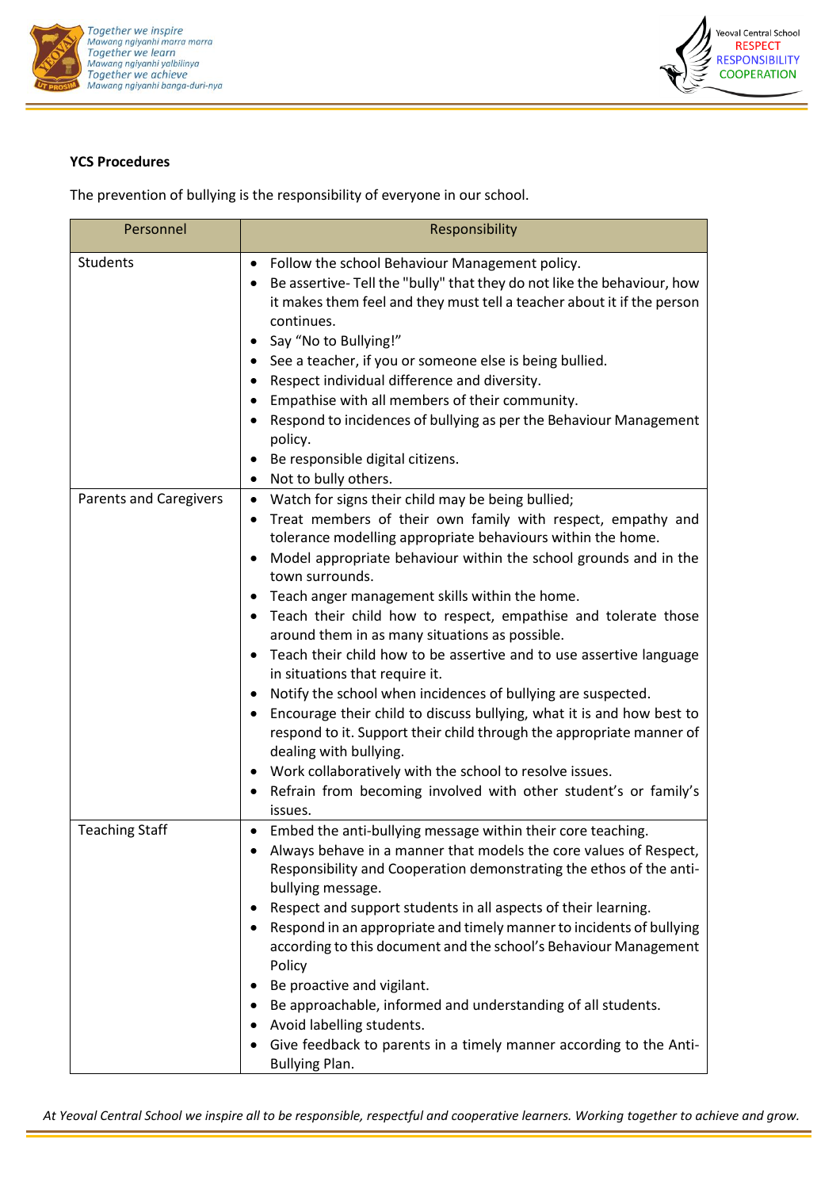**YCS Procedures**

The prevention of bullying is the responsibility of everyone in our school.

| Personnel | Responsibility |
|---|---|
| Students | • Follow the school Behaviour Management policy.<br>• Be assertive- Tell the "bully" that they do not like the behaviour, how it makes them feel and they must tell a teacher about it if the person continues.<br>• Say "No to Bullying!"<br>• See a teacher, if you or someone else is being bullied.<br>• Respect individual difference and diversity.<br>• Empathise with all members of their community.<br>• Respond to incidences of bullying as per the Behaviour Management policy.<br>• Be responsible digital citizens.<br>• Not to bully others. |
| Parents and Caregivers | • Watch for signs their child may be being bullied;<br>• Treat members of their own family with respect, empathy and tolerance modelling appropriate behaviours within the home.<br>• Model appropriate behaviour within the school grounds and in the town surrounds.<br>• Teach anger management skills within the home.<br>• Teach their child how to respect, empathise and tolerate those around them in as many situations as possible.<br>• Teach their child how to be assertive and to use assertive language in situations that require it.<br>• Notify the school when incidences of bullying are suspected.<br>• Encourage their child to discuss bullying, what it is and how best to respond to it. Support their child through the appropriate manner of dealing with bullying.<br>• Work collaboratively with the school to resolve issues.<br>• Refrain from becoming involved with other student's or family's issues. |
| Teaching Staff | • Embed the anti-bullying message within their core teaching.<br>• Always behave in a manner that models the core values of Respect, Responsibility and Cooperation demonstrating the ethos of the anti-bullying message.<br>• Respect and support students in all aspects of their learning.<br>• Respond in an appropriate and timely manner to incidents of bullying according to this document and the school's Behaviour Management Policy<br>• Be proactive and vigilant.<br>• Be approachable, informed and understanding of all students.<br>• Avoid labelling students.<br>• Give feedback to parents in a timely manner according to the Anti-Bullying Plan. |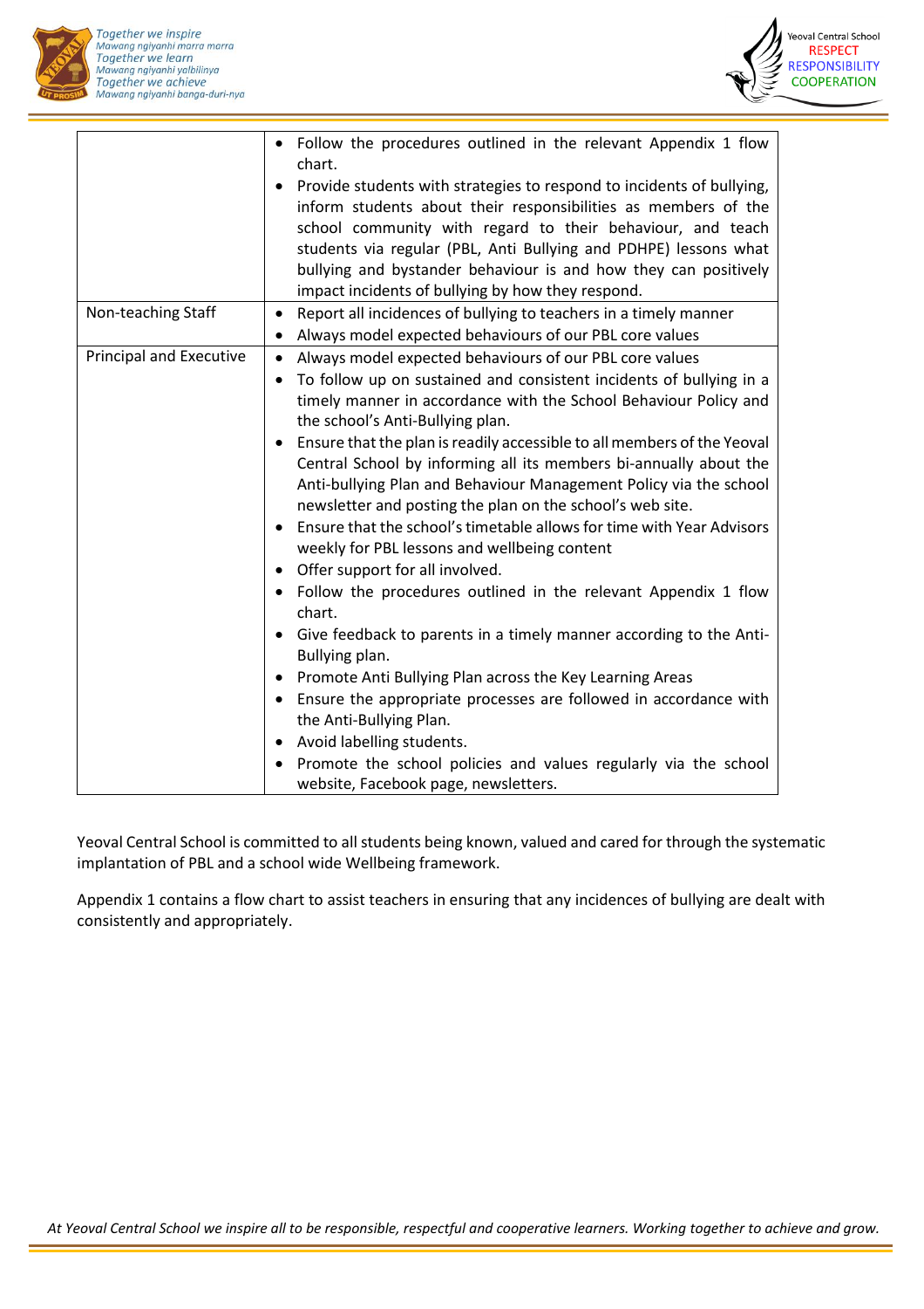| | |
|---|---|
| | • Follow the procedures outlined in the relevant Appendix 1 flow chart.<br>• Provide students with strategies to respond to incidents of bullying, inform students about their responsibilities as members of the school community with regard to their behaviour, and teach students via regular (PBL, Anti Bullying and PDHPE) lessons what bullying and bystander behaviour is and how they can positively impact incidents of bullying by how they respond. |
| Non-teaching Staff | • Report all incidences of bullying to teachers in a timely manner<br>• Always model expected behaviours of our PBL core values |
| Principal and Executive | • Always model expected behaviours of our PBL core values<br>• To follow up on sustained and consistent incidents of bullying in a timely manner in accordance with the School Behaviour Policy and the school's Anti-Bullying plan.<br>• Ensure that the plan is readily accessible to all members of the Yeoval Central School by informing all its members bi-annually about the Anti-bullying Plan and Behaviour Management Policy via the school newsletter and posting the plan on the school's web site.<br>• Ensure that the school's timetable allows for time with Year Advisors weekly for PBL lessons and wellbeing content<br>• Offer support for all involved.<br>• Follow the procedures outlined in the relevant Appendix 1 flow chart.<br>• Give feedback to parents in a timely manner according to the Anti-Bullying plan.<br>• Promote Anti Bullying Plan across the Key Learning Areas<br>• Ensure the appropriate processes are followed in accordance with the Anti-Bullying Plan.<br>• Avoid labelling students.<br>• Promote the school policies and values regularly via the school website, Facebook page, newsletters. |

Yeoval Central School is committed to all students being known, valued and cared for through the systematic implantation of PBL and a school wide Wellbeing framework.

Appendix 1 contains a flow chart to assist teachers in ensuring that any incidences of bullying are dealt with consistently and appropriately.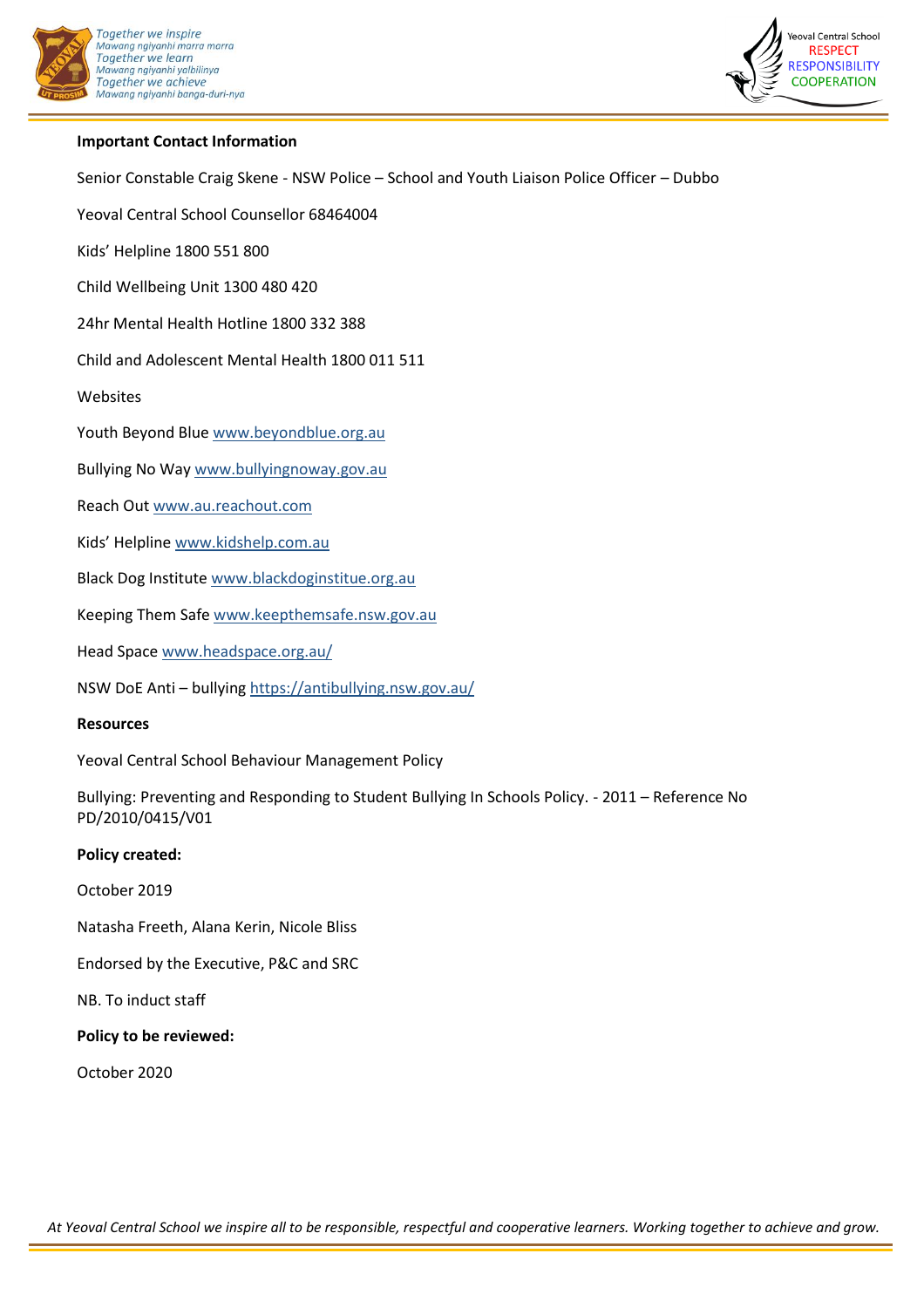**Important Contact Information**

Senior Constable Craig Skene - NSW Police – School and Youth Liaison Police Officer – Dubbo

Yeoval Central School Counsellor 68464004

Kids' Helpline 1800 551 800

Child Wellbeing Unit 1300 480 420

24hr Mental Health Hotline 1800 332 388

Child and Adolescent Mental Health 1800 011 511

Websites

Youth Beyond Blue www.beyondblue.org.au

Bullying No Way www.bullyingnoway.gov.au

Reach Out www.au.reachout.com

Kids' Helpline www.kidshelp.com.au

Black Dog Institute www.blackdoginstitue.org.au

Keeping Them Safe www.keepthemsafe.nsw.gov.au

Head Space www.headspace.org.au/

NSW DoE Anti – bullying https://antibullying.nsw.gov.au/

**Resources**

Yeoval Central School Behaviour Management Policy

Bullying: Preventing and Responding to Student Bullying In Schools Policy. - 2011 – Reference No PD/2010/0415/V01

**Policy created:**

October 2019

Natasha Freeth, Alana Kerin, Nicole Bliss

Endorsed by the Executive, P&C and SRC

NB. To induct staff

**Policy to be reviewed:**

October 2020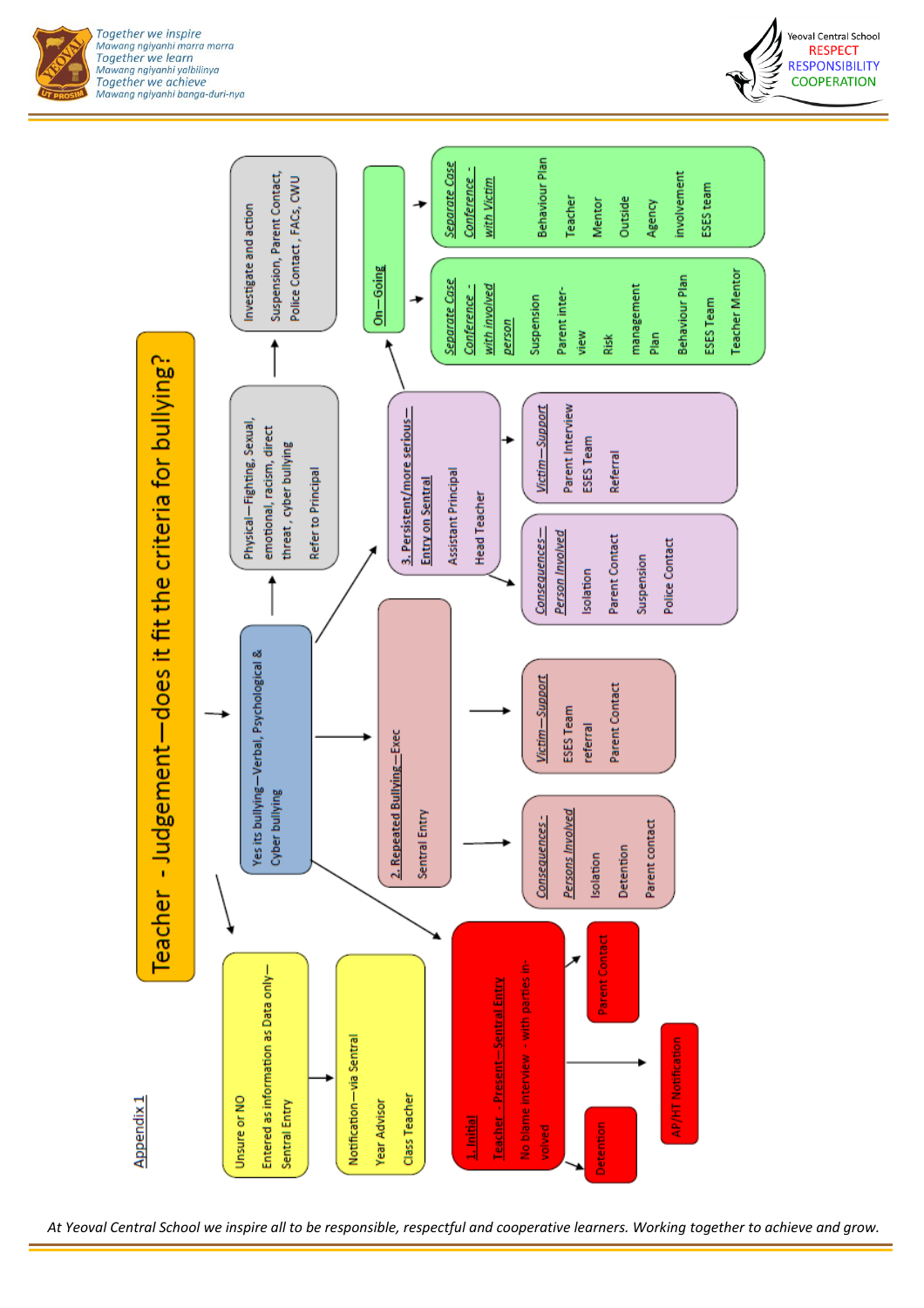Appendix 1

# Teacher - Judgement—does it fit the criteria for bullying?

Unsure or NO
Entered as information as Data only—Sentral Entry

Notification—via Sentral
Year Advisor
Class Teacher

Yes its bullying—Verbal, Psychological & Cyber bullying

Physical—Fighting, Sexual, emotional, racism, direct threat, cyber bullying
Refer to Principal

Investigate and action
Suspension, Parent Contact, Police Contact, FACs, CWU

**1. Initial**
Teacher - Present—Sentral Entry
No blame interview - with parties involved

Parent Contact

Detention

AP/HT Notification

**2. Repeated Bullying—Exec**
Sentral Entry

*Consequences - Persons Involved*
Isolation
Detention
Parent contact

*Victim—Support*
ESES Team
referral
Parent Contact

**3. Persistent/more serious—Entry on Sentral**
Assistant Principal
Head Teacher

*Consequences—Person Involved*
Isolation
Parent Contact
Suspension
Police Contact

*Victim—Support*
Parent Interview
ESES Team
Referral

On—Going

*Separate Case Conference - with involved person*
Suspension
Parent interview
Risk management Plan
Behaviour Plan
ESES Team
Teacher Mentor

*Separate Case Conference - with Victim*
Behaviour Plan
Teacher
Mentor
Outside Agency involvement
ESES team

*At Yeoval Central School we inspire all to be responsible, respectful and cooperative learners. Working together to achieve and grow.*